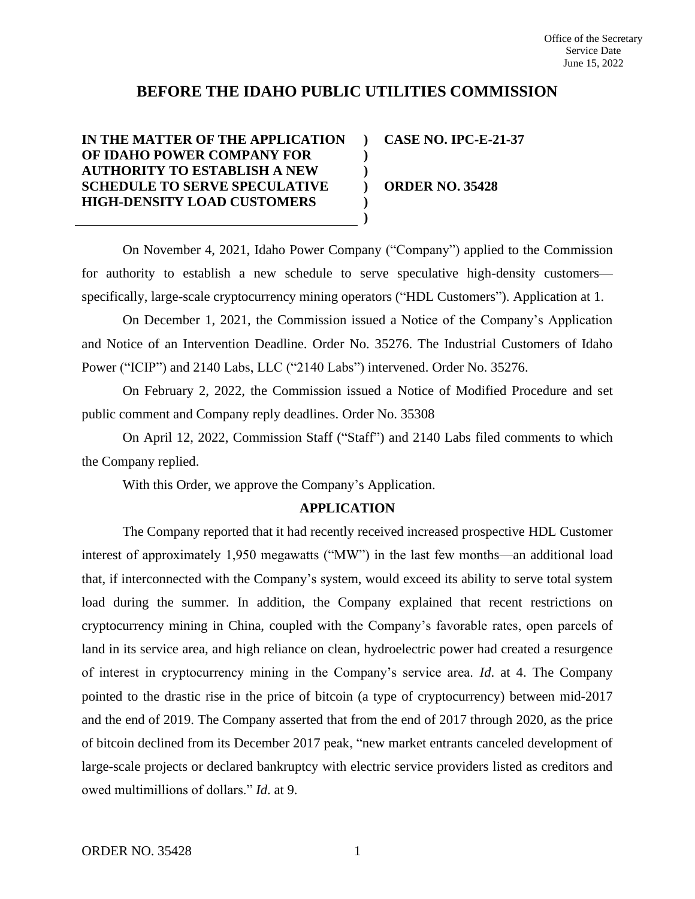Office of the Secretary
Service Date
June 15, 2022

# BEFORE THE IDAHO PUBLIC UTILITIES COMMISSION

| | | |
|---|---|---|
| **IN THE MATTER OF THE APPLICATION OF IDAHO POWER COMPANY FOR AUTHORITY TO ESTABLISH A NEW SCHEDULE TO SERVE SPECULATIVE HIGH-DENSITY LOAD CUSTOMERS** | **)**<br>**)**<br>**)**<br>**)**<br>**)**<br>**)** | **CASE NO. IPC-E-21-37**<br><br>**ORDER NO. 35428** |

On November 4, 2021, Idaho Power Company ("Company") applied to the Commission for authority to establish a new schedule to serve speculative high-density customers—specifically, large-scale cryptocurrency mining operators ("HDL Customers"). Application at 1.

On December 1, 2021, the Commission issued a Notice of the Company's Application and Notice of an Intervention Deadline. Order No. 35276. The Industrial Customers of Idaho Power ("ICIP") and 2140 Labs, LLC ("2140 Labs") intervened. Order No. 35276.

On February 2, 2022, the Commission issued a Notice of Modified Procedure and set public comment and Company reply deadlines. Order No. 35308

On April 12, 2022, Commission Staff ("Staff") and 2140 Labs filed comments to which the Company replied.

With this Order, we approve the Company's Application.

## APPLICATION

The Company reported that it had recently received increased prospective HDL Customer interest of approximately 1,950 megawatts ("MW") in the last few months—an additional load that, if interconnected with the Company's system, would exceed its ability to serve total system load during the summer. In addition, the Company explained that recent restrictions on cryptocurrency mining in China, coupled with the Company's favorable rates, open parcels of land in its service area, and high reliance on clean, hydroelectric power had created a resurgence of interest in cryptocurrency mining in the Company's service area. *Id.* at 4. The Company pointed to the drastic rise in the price of bitcoin (a type of cryptocurrency) between mid-2017 and the end of 2019. The Company asserted that from the end of 2017 through 2020, as the price of bitcoin declined from its December 2017 peak, "new market entrants canceled development of large-scale projects or declared bankruptcy with electric service providers listed as creditors and owed multimillions of dollars." *Id.* at 9.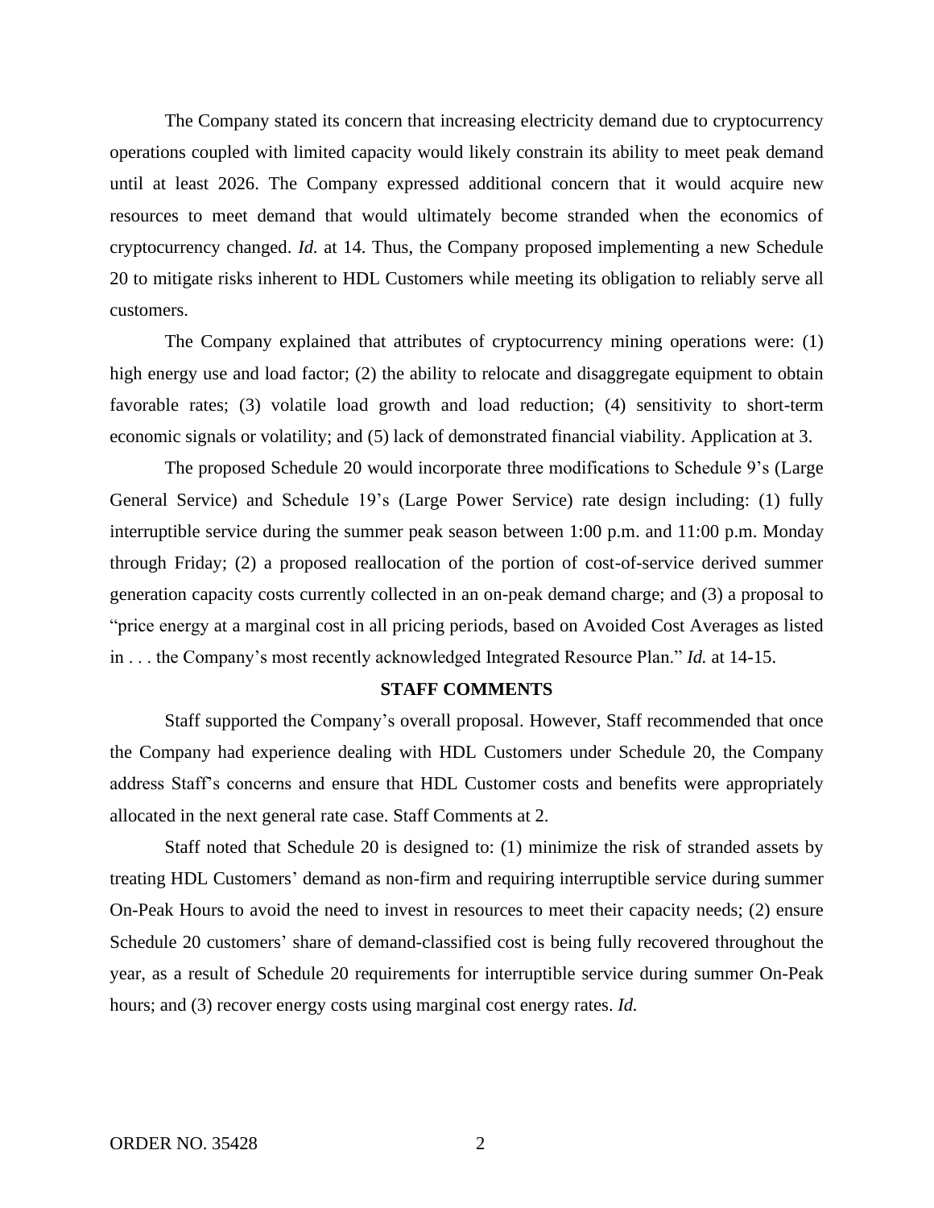The Company stated its concern that increasing electricity demand due to cryptocurrency operations coupled with limited capacity would likely constrain its ability to meet peak demand until at least 2026. The Company expressed additional concern that it would acquire new resources to meet demand that would ultimately become stranded when the economics of cryptocurrency changed. *Id.* at 14. Thus, the Company proposed implementing a new Schedule 20 to mitigate risks inherent to HDL Customers while meeting its obligation to reliably serve all customers.

The Company explained that attributes of cryptocurrency mining operations were: (1) high energy use and load factor; (2) the ability to relocate and disaggregate equipment to obtain favorable rates; (3) volatile load growth and load reduction; (4) sensitivity to short-term economic signals or volatility; and (5) lack of demonstrated financial viability. Application at 3.

The proposed Schedule 20 would incorporate three modifications to Schedule 9's (Large General Service) and Schedule 19's (Large Power Service) rate design including: (1) fully interruptible service during the summer peak season between 1:00 p.m. and 11:00 p.m. Monday through Friday; (2) a proposed reallocation of the portion of cost-of-service derived summer generation capacity costs currently collected in an on-peak demand charge; and (3) a proposal to "price energy at a marginal cost in all pricing periods, based on Avoided Cost Averages as listed in . . . the Company's most recently acknowledged Integrated Resource Plan." *Id.* at 14-15.

**STAFF COMMENTS**

Staff supported the Company's overall proposal. However, Staff recommended that once the Company had experience dealing with HDL Customers under Schedule 20, the Company address Staff's concerns and ensure that HDL Customer costs and benefits were appropriately allocated in the next general rate case. Staff Comments at 2.

Staff noted that Schedule 20 is designed to: (1) minimize the risk of stranded assets by treating HDL Customers' demand as non-firm and requiring interruptible service during summer On-Peak Hours to avoid the need to invest in resources to meet their capacity needs; (2) ensure Schedule 20 customers' share of demand-classified cost is being fully recovered throughout the year, as a result of Schedule 20 requirements for interruptible service during summer On-Peak hours; and (3) recover energy costs using marginal cost energy rates. *Id.*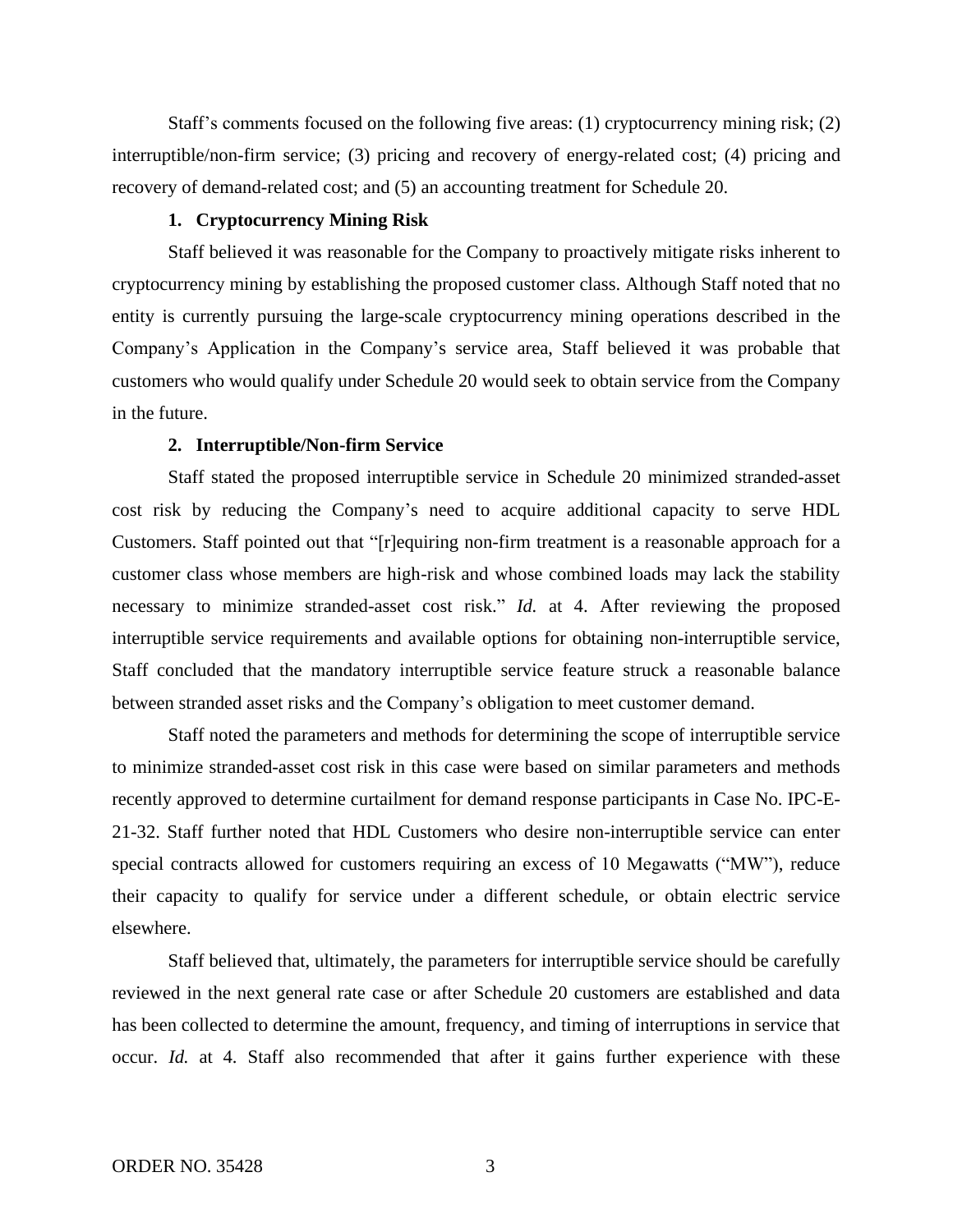Staff's comments focused on the following five areas: (1) cryptocurrency mining risk; (2) interruptible/non-firm service; (3) pricing and recovery of energy-related cost; (4) pricing and recovery of demand-related cost; and (5) an accounting treatment for Schedule 20.

### 1. Cryptocurrency Mining Risk

Staff believed it was reasonable for the Company to proactively mitigate risks inherent to cryptocurrency mining by establishing the proposed customer class. Although Staff noted that no entity is currently pursuing the large-scale cryptocurrency mining operations described in the Company's Application in the Company's service area, Staff believed it was probable that customers who would qualify under Schedule 20 would seek to obtain service from the Company in the future.

### 2. Interruptible/Non-firm Service

Staff stated the proposed interruptible service in Schedule 20 minimized stranded-asset cost risk by reducing the Company's need to acquire additional capacity to serve HDL Customers. Staff pointed out that "[r]equiring non-firm treatment is a reasonable approach for a customer class whose members are high-risk and whose combined loads may lack the stability necessary to minimize stranded-asset cost risk." *Id.* at 4. After reviewing the proposed interruptible service requirements and available options for obtaining non-interruptible service, Staff concluded that the mandatory interruptible service feature struck a reasonable balance between stranded asset risks and the Company's obligation to meet customer demand.

Staff noted the parameters and methods for determining the scope of interruptible service to minimize stranded-asset cost risk in this case were based on similar parameters and methods recently approved to determine curtailment for demand response participants in Case No. IPC-E-21-32. Staff further noted that HDL Customers who desire non-interruptible service can enter special contracts allowed for customers requiring an excess of 10 Megawatts ("MW"), reduce their capacity to qualify for service under a different schedule, or obtain electric service elsewhere.

Staff believed that, ultimately, the parameters for interruptible service should be carefully reviewed in the next general rate case or after Schedule 20 customers are established and data has been collected to determine the amount, frequency, and timing of interruptions in service that occur. *Id.* at 4. Staff also recommended that after it gains further experience with these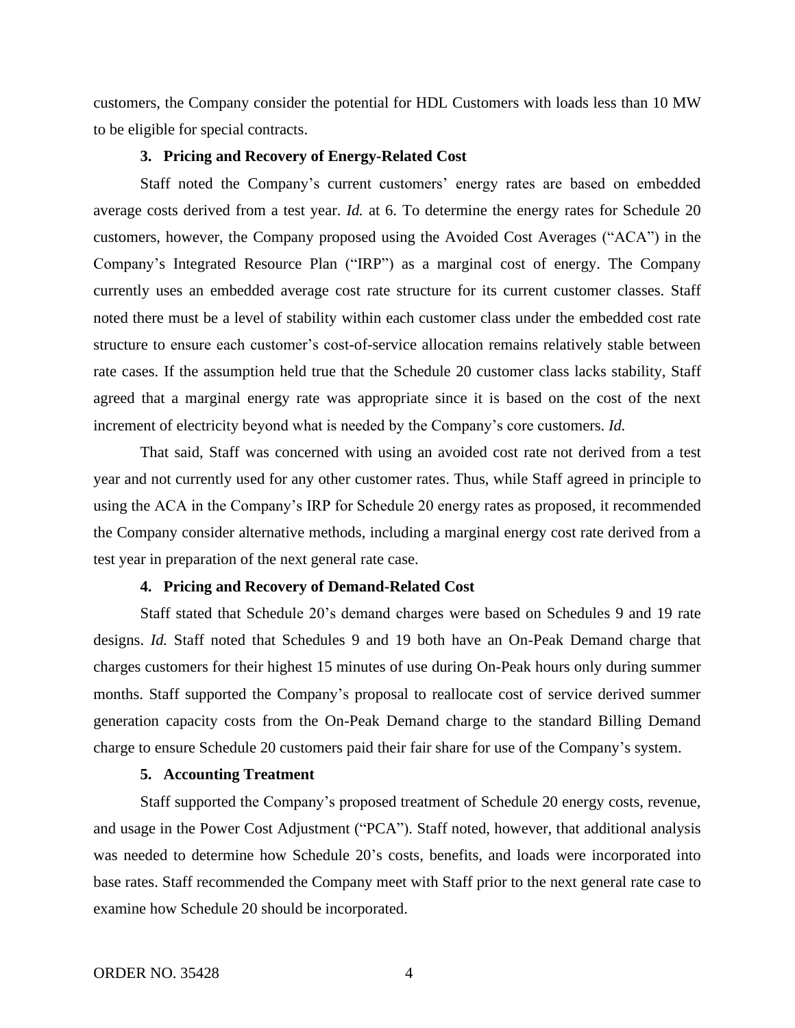customers, the Company consider the potential for HDL Customers with loads less than 10 MW to be eligible for special contracts.

### 3. Pricing and Recovery of Energy-Related Cost

Staff noted the Company's current customers' energy rates are based on embedded average costs derived from a test year. *Id.* at 6. To determine the energy rates for Schedule 20 customers, however, the Company proposed using the Avoided Cost Averages ("ACA") in the Company's Integrated Resource Plan ("IRP") as a marginal cost of energy. The Company currently uses an embedded average cost rate structure for its current customer classes. Staff noted there must be a level of stability within each customer class under the embedded cost rate structure to ensure each customer's cost-of-service allocation remains relatively stable between rate cases. If the assumption held true that the Schedule 20 customer class lacks stability, Staff agreed that a marginal energy rate was appropriate since it is based on the cost of the next increment of electricity beyond what is needed by the Company's core customers. *Id.*

That said, Staff was concerned with using an avoided cost rate not derived from a test year and not currently used for any other customer rates. Thus, while Staff agreed in principle to using the ACA in the Company's IRP for Schedule 20 energy rates as proposed, it recommended the Company consider alternative methods, including a marginal energy cost rate derived from a test year in preparation of the next general rate case.

### 4. Pricing and Recovery of Demand-Related Cost

Staff stated that Schedule 20's demand charges were based on Schedules 9 and 19 rate designs. *Id.* Staff noted that Schedules 9 and 19 both have an On-Peak Demand charge that charges customers for their highest 15 minutes of use during On-Peak hours only during summer months. Staff supported the Company's proposal to reallocate cost of service derived summer generation capacity costs from the On-Peak Demand charge to the standard Billing Demand charge to ensure Schedule 20 customers paid their fair share for use of the Company's system.

### 5. Accounting Treatment

Staff supported the Company's proposed treatment of Schedule 20 energy costs, revenue, and usage in the Power Cost Adjustment ("PCA"). Staff noted, however, that additional analysis was needed to determine how Schedule 20's costs, benefits, and loads were incorporated into base rates. Staff recommended the Company meet with Staff prior to the next general rate case to examine how Schedule 20 should be incorporated.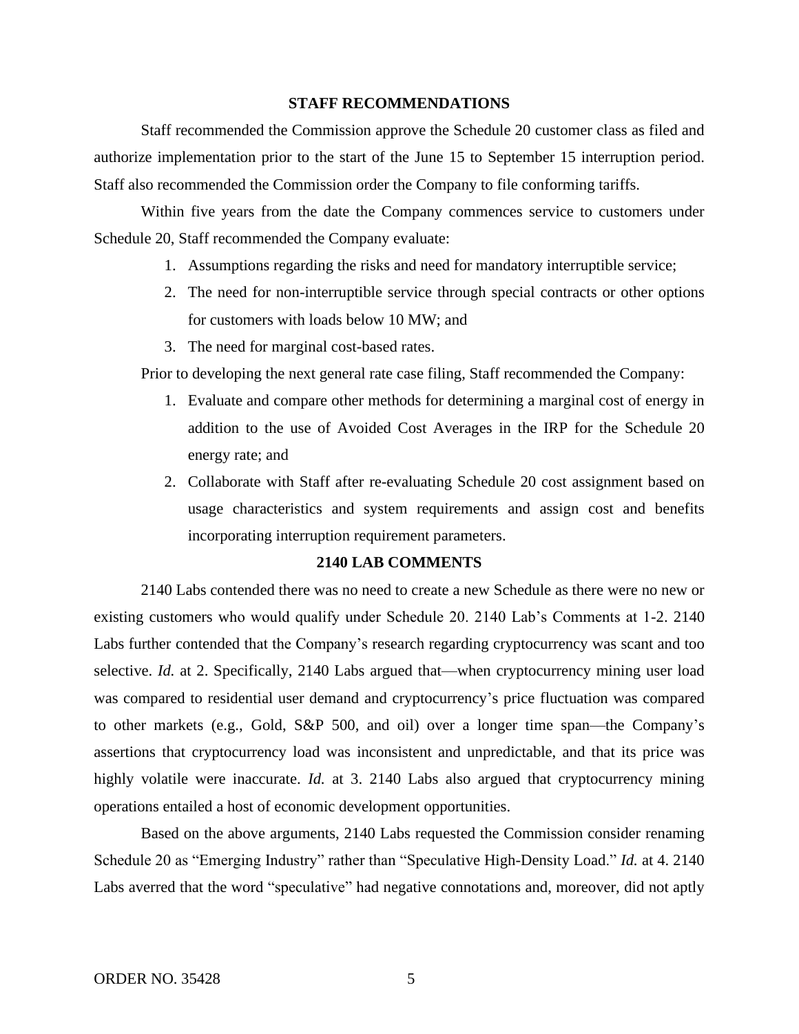## STAFF RECOMMENDATIONS

Staff recommended the Commission approve the Schedule 20 customer class as filed and authorize implementation prior to the start of the June 15 to September 15 interruption period. Staff also recommended the Commission order the Company to file conforming tariffs.

Within five years from the date the Company commences service to customers under Schedule 20, Staff recommended the Company evaluate:

1. Assumptions regarding the risks and need for mandatory interruptible service;
2. The need for non-interruptible service through special contracts or other options for customers with loads below 10 MW; and
3. The need for marginal cost-based rates.

Prior to developing the next general rate case filing, Staff recommended the Company:

1. Evaluate and compare other methods for determining a marginal cost of energy in addition to the use of Avoided Cost Averages in the IRP for the Schedule 20 energy rate; and
2. Collaborate with Staff after re-evaluating Schedule 20 cost assignment based on usage characteristics and system requirements and assign cost and benefits incorporating interruption requirement parameters.

## 2140 LAB COMMENTS

2140 Labs contended there was no need to create a new Schedule as there were no new or existing customers who would qualify under Schedule 20. 2140 Lab's Comments at 1-2. 2140 Labs further contended that the Company's research regarding cryptocurrency was scant and too selective. *Id.* at 2. Specifically, 2140 Labs argued that—when cryptocurrency mining user load was compared to residential user demand and cryptocurrency's price fluctuation was compared to other markets (e.g., Gold, S&P 500, and oil) over a longer time span—the Company's assertions that cryptocurrency load was inconsistent and unpredictable, and that its price was highly volatile were inaccurate. *Id.* at 3. 2140 Labs also argued that cryptocurrency mining operations entailed a host of economic development opportunities.

Based on the above arguments, 2140 Labs requested the Commission consider renaming Schedule 20 as "Emerging Industry" rather than "Speculative High-Density Load." *Id.* at 4. 2140 Labs averred that the word "speculative" had negative connotations and, moreover, did not aptly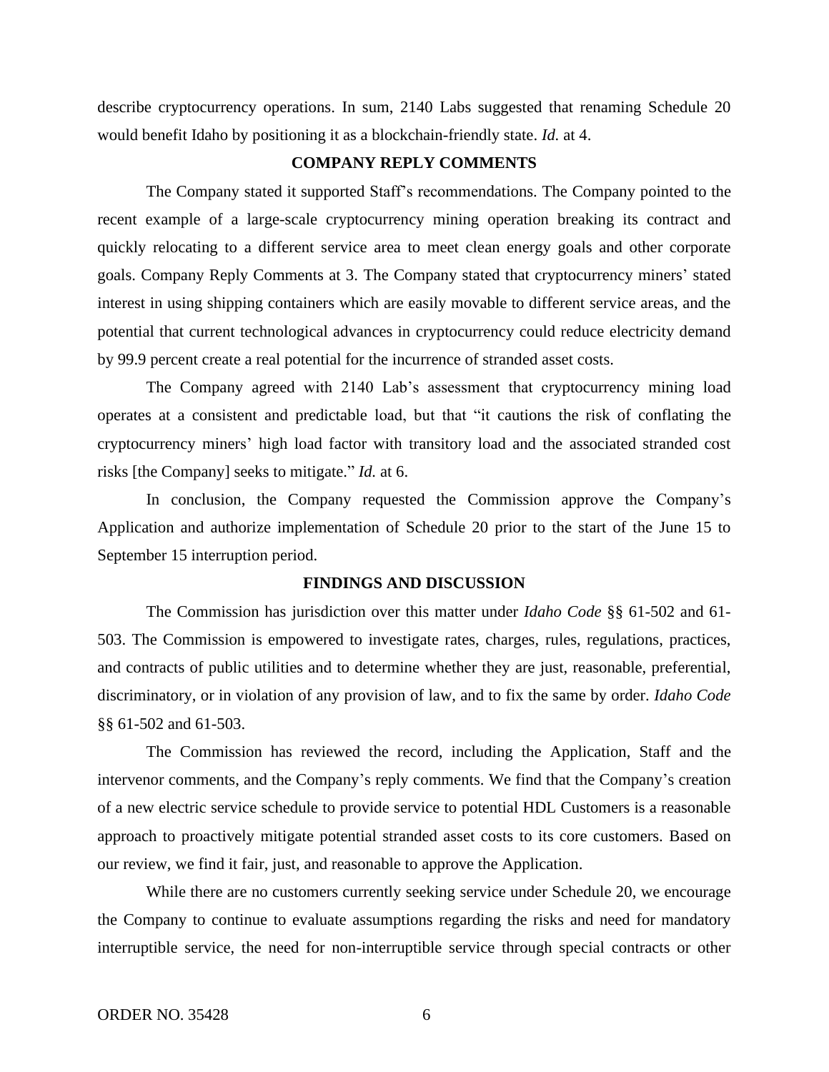describe cryptocurrency operations. In sum, 2140 Labs suggested that renaming Schedule 20 would benefit Idaho by positioning it as a blockchain-friendly state. *Id.* at 4.

## COMPANY REPLY COMMENTS

The Company stated it supported Staff's recommendations. The Company pointed to the recent example of a large-scale cryptocurrency mining operation breaking its contract and quickly relocating to a different service area to meet clean energy goals and other corporate goals. Company Reply Comments at 3. The Company stated that cryptocurrency miners' stated interest in using shipping containers which are easily movable to different service areas, and the potential that current technological advances in cryptocurrency could reduce electricity demand by 99.9 percent create a real potential for the incurrence of stranded asset costs.

The Company agreed with 2140 Lab's assessment that cryptocurrency mining load operates at a consistent and predictable load, but that "it cautions the risk of conflating the cryptocurrency miners' high load factor with transitory load and the associated stranded cost risks [the Company] seeks to mitigate." *Id.* at 6.

In conclusion, the Company requested the Commission approve the Company's Application and authorize implementation of Schedule 20 prior to the start of the June 15 to September 15 interruption period.

## FINDINGS AND DISCUSSION

The Commission has jurisdiction over this matter under *Idaho Code* §§ 61-502 and 61-503. The Commission is empowered to investigate rates, charges, rules, regulations, practices, and contracts of public utilities and to determine whether they are just, reasonable, preferential, discriminatory, or in violation of any provision of law, and to fix the same by order. *Idaho Code* §§ 61-502 and 61-503.

The Commission has reviewed the record, including the Application, Staff and the intervenor comments, and the Company's reply comments. We find that the Company's creation of a new electric service schedule to provide service to potential HDL Customers is a reasonable approach to proactively mitigate potential stranded asset costs to its core customers. Based on our review, we find it fair, just, and reasonable to approve the Application.

While there are no customers currently seeking service under Schedule 20, we encourage the Company to continue to evaluate assumptions regarding the risks and need for mandatory interruptible service, the need for non-interruptible service through special contracts or other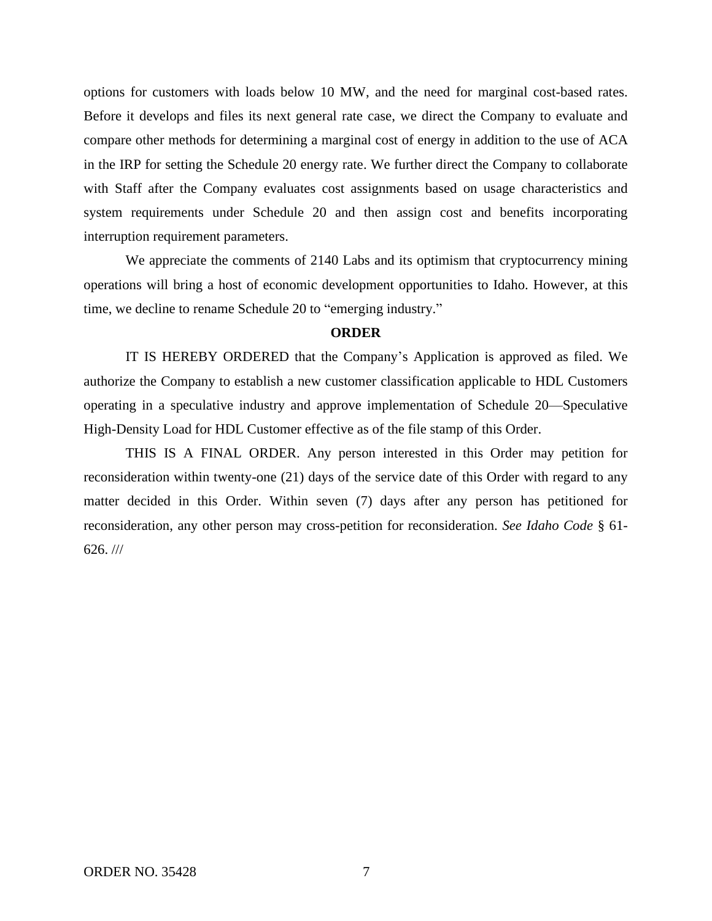options for customers with loads below 10 MW, and the need for marginal cost-based rates. Before it develops and files its next general rate case, we direct the Company to evaluate and compare other methods for determining a marginal cost of energy in addition to the use of ACA in the IRP for setting the Schedule 20 energy rate. We further direct the Company to collaborate with Staff after the Company evaluates cost assignments based on usage characteristics and system requirements under Schedule 20 and then assign cost and benefits incorporating interruption requirement parameters.

We appreciate the comments of 2140 Labs and its optimism that cryptocurrency mining operations will bring a host of economic development opportunities to Idaho. However, at this time, we decline to rename Schedule 20 to "emerging industry."

**ORDER**

IT IS HEREBY ORDERED that the Company's Application is approved as filed. We authorize the Company to establish a new customer classification applicable to HDL Customers operating in a speculative industry and approve implementation of Schedule 20—Speculative High-Density Load for HDL Customer effective as of the file stamp of this Order.

THIS IS A FINAL ORDER. Any person interested in this Order may petition for reconsideration within twenty-one (21) days of the service date of this Order with regard to any matter decided in this Order. Within seven (7) days after any person has petitioned for reconsideration, any other person may cross-petition for reconsideration. *See Idaho Code* § 61-626. ///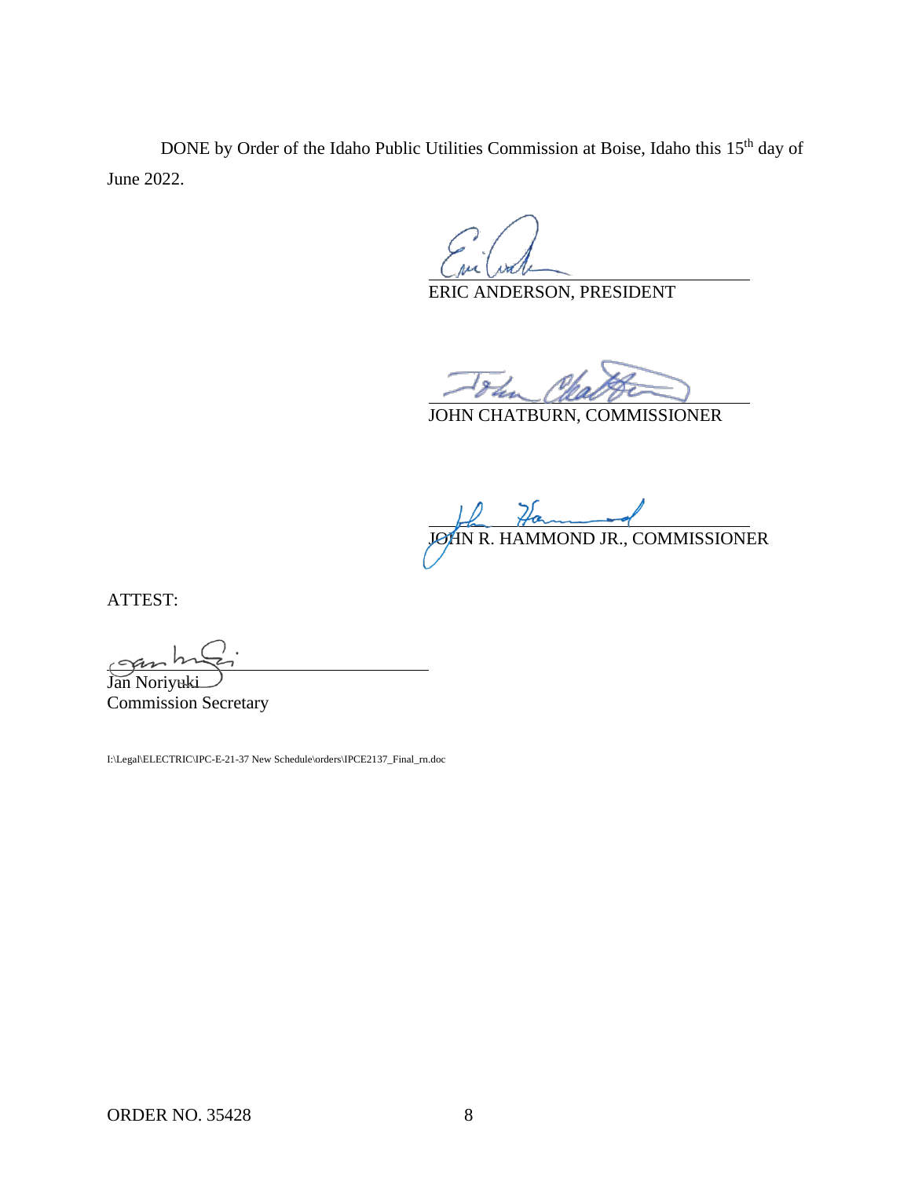DONE by Order of the Idaho Public Utilities Commission at Boise, Idaho this 15th day of June 2022.

ERIC ANDERSON, PRESIDENT

JOHN CHATBURN, COMMISSIONER

JOHN R. HAMMOND JR., COMMISSIONER

ATTEST:

Jan Noriyuki
Commission Secretary

I:\Legal\ELECTRIC\IPC-E-21-37 New Schedule\orders\IPCE2137_Final_rn.doc

ORDER NO. 35428